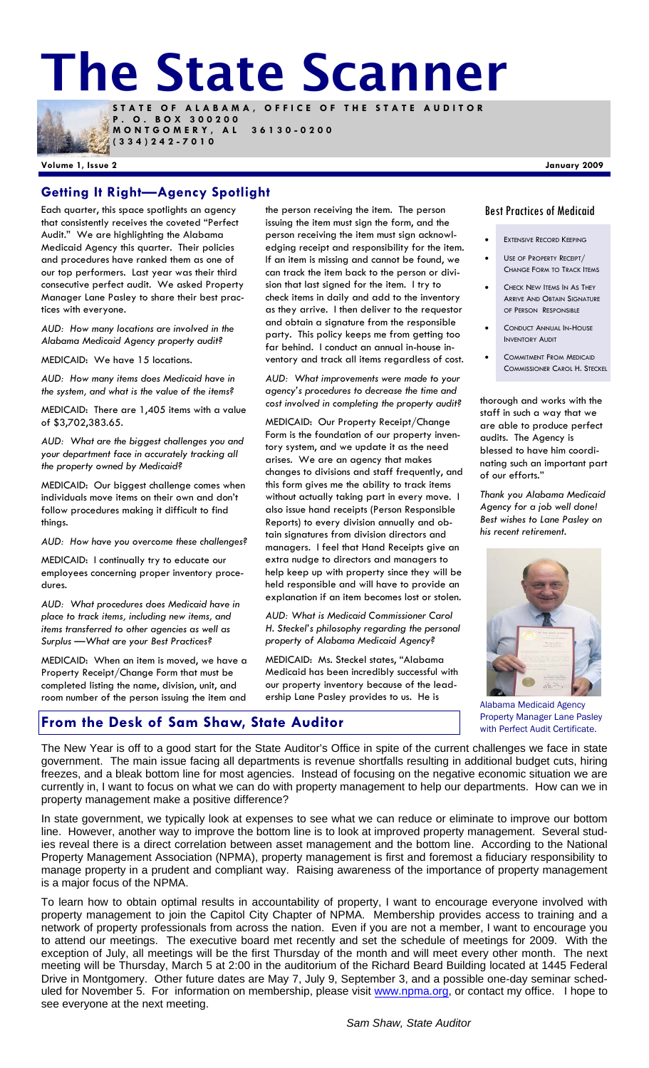# The State Scanner

**STATE OF ALABAMA, OFFICE OF THE STATE AUDITOR**
**P. O. BOX 300200**
**MONTGOMERY, AL 36130-0200**
**(334)242-7010**

**Volume 1, Issue 2** **January 2009**

## Getting It Right—Agency Spotlight

Each quarter, this space spotlights an agency that consistently receives the coveted "Perfect Audit." We are highlighting the Alabama Medicaid Agency this quarter. Their policies and procedures have ranked them as one of our top performers. Last year was their third consecutive perfect audit. We asked Property Manager Lane Pasley to share their best practices with everyone.

*AUD: How many locations are involved in the Alabama Medicaid Agency property audit?*

MEDICAID: We have 15 locations.

*AUD: How many items does Medicaid have in the system, and what is the value of the items?*

MEDICAID: There are 1,405 items with a value of $3,702,383.65.

*AUD: What are the biggest challenges you and your department face in accurately tracking all the property owned by Medicaid?*

MEDICAID: Our biggest challenge comes when individuals move items on their own and don't follow procedures making it difficult to find things.

*AUD: How have you overcome these challenges?*

MEDICAID: I continually try to educate our employees concerning proper inventory procedures.

*AUD: What procedures does Medicaid have in place to track items, including new items, and items transferred to other agencies as well as Surplus —What are your Best Practices?*

MEDICAID: When an item is moved, we have a Property Receipt/Change Form that must be completed listing the name, division, unit, and room number of the person issuing the item and the person receiving the item. The person issuing the item must sign the form, and the person receiving the item must sign acknowledging receipt and responsibility for the item. If an item is missing and cannot be found, we can track the item back to the person or division that last signed for the item. I try to check items in daily and add to the inventory as they arrive. I then deliver to the requestor and obtain a signature from the responsible party. This policy keeps me from getting too far behind. I conduct an annual in-house inventory and track all items regardless of cost.

*AUD: What improvements were made to your agency's procedures to decrease the time and cost involved in completing the property audit?*

MEDICAID: Our Property Receipt/Change Form is the foundation of our property inventory system, and we update it as the need arises. We are an agency that makes changes to divisions and staff frequently, and this form gives me the ability to track items without actually taking part in every move. I also issue hand receipts (Person Responsible Reports) to every division annually and obtain signatures from division directors and managers. I feel that Hand Receipts give an extra nudge to directors and managers to help keep up with property since they will be held responsible and will have to provide an explanation if an item becomes lost or stolen.

*AUD: What is Medicaid Commissioner Carol H. Steckel's philosophy regarding the personal property of Alabama Medicaid Agency?*

MEDICAID: Ms. Steckel states, "Alabama Medicaid has been incredibly successful with our property inventory because of the leadership Lane Pasley provides to us. He is thorough and works with the staff in such a way that we are able to produce perfect audits. The Agency is blessed to have him coordinating such an important part of our efforts."

*Thank you Alabama Medicaid Agency for a job well done! Best wishes to Lane Pasley on his recent retirement.*

### Best Practices of Medicaid

- EXTENSIVE RECORD KEEPING
- USE OF PROPERTY RECEIPT/ CHANGE FORM TO TRACK ITEMS
- CHECK NEW ITEMS IN AS THEY ARRIVE AND OBTAIN SIGNATURE OF PERSON RESPONSIBLE
- CONDUCT ANNUAL IN-HOUSE INVENTORY AUDIT
- COMMITMENT FROM MEDICAID COMMISSIONER CAROL H. STECKEL

Alabama Medicaid Agency Property Manager Lane Pasley with Perfect Audit Certificate.

## From the Desk of Sam Shaw, State Auditor

The New Year is off to a good start for the State Auditor's Office in spite of the current challenges we face in state government. The main issue facing all departments is revenue shortfalls resulting in additional budget cuts, hiring freezes, and a bleak bottom line for most agencies. Instead of focusing on the negative economic situation we are currently in, I want to focus on what we can do with property management to help our departments. How can we in property management make a positive difference?

In state government, we typically look at expenses to see what we can reduce or eliminate to improve our bottom line. However, another way to improve the bottom line is to look at improved property management. Several studies reveal there is a direct correlation between asset management and the bottom line. According to the National Property Management Association (NPMA), property management is first and foremost a fiduciary responsibility to manage property in a prudent and compliant way. Raising awareness of the importance of property management is a major focus of the NPMA.

To learn how to obtain optimal results in accountability of property, I want to encourage everyone involved with property management to join the Capitol City Chapter of NPMA. Membership provides access to training and a network of property professionals from across the nation. Even if you are not a member, I want to encourage you to attend our meetings. The executive board met recently and set the schedule of meetings for 2009. With the exception of July, all meetings will be the first Thursday of the month and will meet every other month. The next meeting will be Thursday, March 5 at 2:00 in the auditorium of the Richard Beard Building located at 1445 Federal Drive in Montgomery. Other future dates are May 7, July 9, September 3, and a possible one-day seminar scheduled for November 5. For information on membership, please visit www.npma.org, or contact my office. I hope to see everyone at the next meeting.

*Sam Shaw, State Auditor*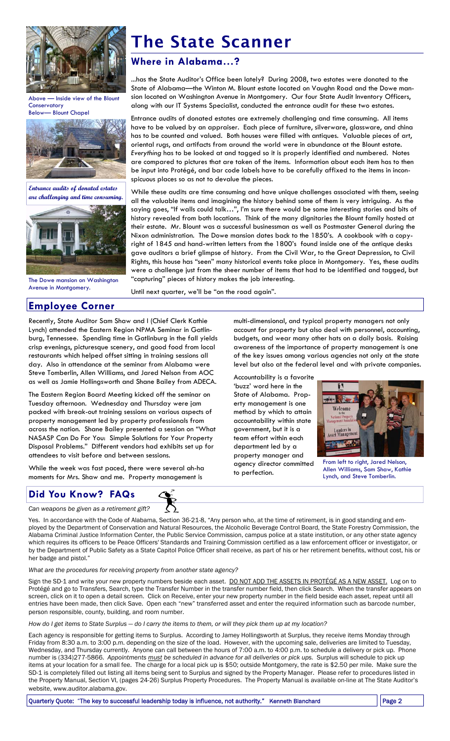# The State Scanner

## Where in Alabama…?

Above — Inside view of the Blount Conservatory

Below— Blount Chapel

…has the State Auditor's Office been lately? During 2008, two estates were donated to the State of Alabama—the Winton M. Blount estate located on Vaughn Road and the Dowe mansion located on Washington Avenue in Montgomery. Our four State Audit Inventory Officers, along with our IT Systems Specialist, conducted the entrance audit for these two estates.

Entrance audits of donated estates are extremely challenging and time consuming. All items have to be valued by an appraiser. Each piece of furniture, silverware, glassware, and china has to be counted and valued. Both houses were filled with antiques. Valuable pieces of art, oriental rugs, and artifacts from around the world were in abundance at the Blount estate. *Everything* has to be looked at and tagged so it is properly identified and numbered. Notes are compared to pictures that are taken of the items. Information about each item has to then be input into Protégé, and bar code labels have to be carefully affixed to the items in inconspicuous places so as not to devalue the pieces.

**Entrance audits of donated estates are challenging and time consuming.**

While these audits are time consuming and have unique challenges associated with them, seeing all the valuable items and imagining the history behind some of them is very intriguing. As the saying goes, "If walls could talk…", I'm sure there would be some interesting stories and bits of history revealed from both locations. Think of the many dignitaries the Blount family hosted at their estate. Mr. Blount was a successful businessman as well as Postmaster General during the Nixon administration. The Dowe mansion dates back to the 1850's. A cookbook with a copyright of 1845 and hand-written letters from the 1800's found inside one of the antique desks gave auditors a brief glimpse of history. From the Civil War, to the Great Depression, to Civil Rights, this house has "seen" many historical events take place in Montgomery. Yes, these audits were a challenge just from the sheer number of items that had to be identified and tagged, but "capturing" pieces of history makes the job interesting.

The Dowe mansion on Washington Avenue in Montgomery.

Until next quarter, we'll be "on the road again".

## Employee Corner

Recently, State Auditor Sam Shaw and I (Chief Clerk Kathie Lynch) attended the Eastern Region NPMA Seminar in Gatlinburg, Tennessee. Spending time in Gatlinburg in the fall yields crisp evenings, picturesque scenery, and good food from local restaurants which helped offset sitting in training sessions all day. Also in attendance at the seminar from Alabama were Steve Tomberlin, Allen Williams, and Jared Nelson from AOC as well as Jamie Hollingsworth and Shane Bailey from ADECA.

The Eastern Region Board Meeting kicked off the seminar on Tuesday afternoon. Wednesday and Thursday were jam packed with break-out training sessions on various aspects of property management led by property professionals from across the nation. Shane Bailey presented a session on "What NASASP Can Do For You: Simple Solutions for Your Property Disposal Problems." Different vendors had exhibits set up for attendees to visit before and between sessions.

While the week was fast paced, there were several ah-ha moments for Mrs. Shaw and me. Property management is multi-dimensional, and typical property managers not only account for property but also deal with personnel, accounting, budgets, and wear many other hats on a daily basis. Raising awareness of the importance of property management is one of the key issues among various agencies not only at the state level but also at the federal level and with private companies.

Accountability is a favorite 'buzz' word here in the State of Alabama. Property management is one method by which to attain accountability within state government, but it is a team effort within each department led by a property manager and agency director committed to perfection.

From left to right, Jared Nelson, Allen Williams, Sam Shaw, Kathie Lynch, and Steve Tomberlin.

## Did You Know? FAQs

*Can weapons be given as a retirement gift?*

Yes. In accordance with the Code of Alabama, Section 36-21-8, "Any person who, at the time of retirement, is in good standing and employed by the Department of Conservation and Natural Resources, the Alcoholic Beverage Control Board, the State Forestry Commission, the Alabama Criminal Justice Information Center, the Public Service Commission, campus police at a state institution, or any other state agency which requires its officers to be Peace Officers' Standards and Training Commission certified as a law enforcement officer or investigator, or by the Department of Public Safety as a State Capitol Police Officer shall receive, as part of his or her retirement benefits, without cost, his or her badge and pistol."

*What are the procedures for receiving property from another state agency?*

Sign the SD-1 and write your new property numbers beside each asset. <u>DO NOT ADD THE ASSETS IN PROTÉGÉ AS A NEW ASSET.</u> Log on to Protégé and go to Transfers, Search, type the Transfer Number in the transfer number field, then click Search. When the transfer appears on screen, click on it to open a detail screen. Click on Receive, enter your new property number in the field beside each asset, repeat until all entries have been made, then click Save. Open each "new" transferred asset and enter the required information such as barcode number, person responsible, county, building, and room number.

*How do I get items to State Surplus — do I carry the items to them, or will they pick them up at my location?*

Each agency is responsible for getting items to Surplus. According to Jamey Hollingsworth at Surplus, they receive items Monday through Friday from 8:30 a.m. to 3:00 p.m. depending on the size of the load. However, with the upcoming sale, deliveries are limited to Tuesday, Wednesday, and Thursday currently. Anyone can call between the hours of 7:00 a.m. to 4:00 p.m. to schedule a delivery or pick up. Phone number is (334)277-5866. *Appointments <u>must</u> be scheduled in advance for all deliveries or pick ups.* Surplus will schedule to pick up items at your location for a small fee. The charge for a local pick up is $50; outside Montgomery, the rate is $2.50 per mile. Make sure the SD-1 is completely filled out listing all items being sent to Surplus and signed by the Property Manager. Please refer to procedures listed in the Property Manual, Section VI, (pages 24-26) Surplus Property Procedures. The Property Manual is available on-line at The State Auditor's website, www.auditor.alabama.gov.

Quarterly Quote: "The key to successful leadership today is influence, not authority." Kenneth Blanchard